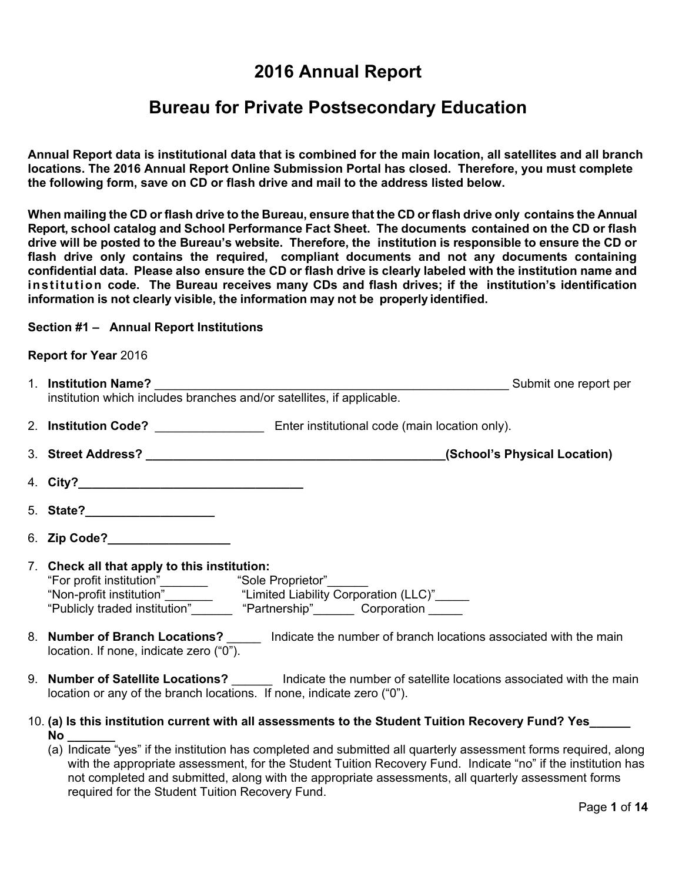# 2016 Annual Report

# Bureau for Private Postsecondary Education

**Annual Report data is institutional data that is combined for the main location, all satellites and all branch locations. The 2016 Annual Report Online Submission Portal has closed. Therefore, you must complete the following form, save on CD or flash drive and mail to the address listed below.**

**When mailing the CD or flash drive to the Bureau, ensure that the CD or flash drive only contains the Annual Report, school catalog and School Performance Fact Sheet. The documents contained on the CD or flash drive will be posted to the Bureau's website. Therefore, the institution is responsible to ensure the CD or flash drive only contains the required, compliant documents and not any documents containing confidential data. Please also ensure the CD or flash drive is clearly labeled with the institution name and institution code. The Bureau receives many CDs and flash drives; if the institution's identification information is not clearly visible, the information may not be properly identified.**

**Section #1 – Annual Report Institutions**

**Report for Year** 2016

1. **Institution Name?** ________________________________________________________ Submit one report per institution which includes branches and/or satellites, if applicable.
2. **Institution Code?** ________________ Enter institutional code (main location only).
3. **Street Address? _______________________________________________(School's Physical Location)**
4. **City?__________________________________**
5. **State?___________________**
6. **Zip Code?__________________**
7. **Check all that apply to this institution:**
   "For profit institution"_______ "Sole Proprietor"______
   "Non-profit institution"_______ "Limited Liability Corporation (LLC)"_____
   "Publicly traded institution"______ "Partnership"______ Corporation _____
8. **Number of Branch Locations?** _____ Indicate the number of branch locations associated with the main location. If none, indicate zero ("0").
9. **Number of Satellite Locations?** ______ Indicate the number of satellite locations associated with the main location or any of the branch locations. If none, indicate zero ("0").
10. **(a) Is this institution current with all assessments to the Student Tuition Recovery Fund? Yes______ No _______**
    (a) Indicate "yes" if the institution has completed and submitted all quarterly assessment forms required, along with the appropriate assessment, for the Student Tuition Recovery Fund. Indicate "no" if the institution has not completed and submitted, along with the appropriate assessments, all quarterly assessment forms required for the Student Tuition Recovery Fund.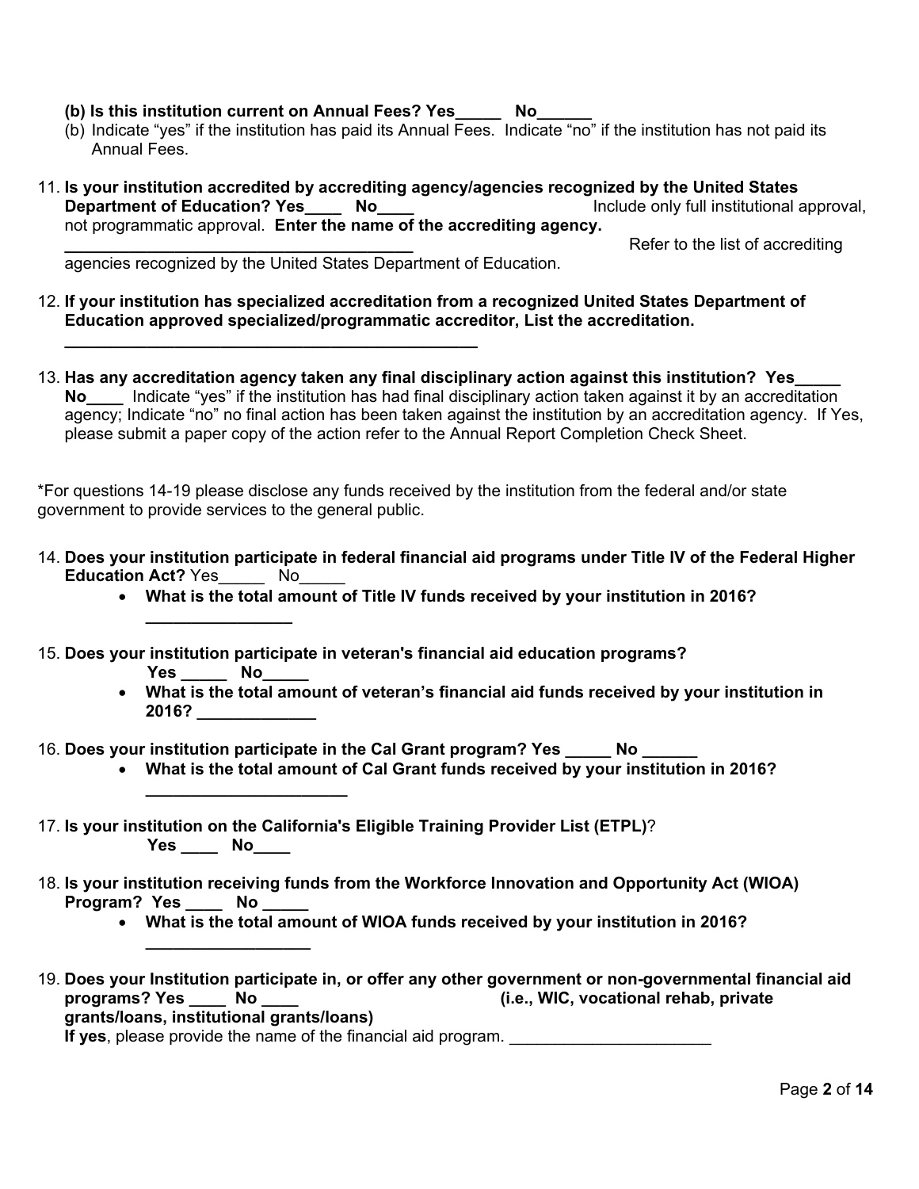**(b) Is this institution current on Annual Fees? Yes_____ No______**

(b) Indicate "yes" if the institution has paid its Annual Fees. Indicate "no" if the institution has not paid its Annual Fees.

11. **Is your institution accredited by accrediting agency/agencies recognized by the United States Department of Education? Yes____ No____** Include only full institutional approval, not programmatic approval. **Enter the name of the accrediting agency. ______________________________________** Refer to the list of accrediting agencies recognized by the United States Department of Education.

12. **If your institution has specialized accreditation from a recognized United States Department of Education approved specialized/programmatic accreditor, List the accreditation. ______________________________________________**

13. **Has any accreditation agency taken any final disciplinary action against this institution? Yes_____ No____** Indicate "yes" if the institution has had final disciplinary action taken against it by an accreditation agency; Indicate "no" no final action has been taken against the institution by an accreditation agency. If Yes, please submit a paper copy of the action refer to the Annual Report Completion Check Sheet.

*For questions 14-19 please disclose any funds received by the institution from the federal and/or state government to provide services to the general public.

14. **Does your institution participate in federal financial aid programs under Title IV of the Federal Higher Education Act?** Yes_____ No_____
    - **What is the total amount of Title IV funds received by your institution in 2016? ________________**

15. **Does your institution participate in veteran's financial aid education programs? Yes _____ No_____**
    - **What is the total amount of veteran's financial aid funds received by your institution in 2016? _____________**

16. **Does your institution participate in the Cal Grant program? Yes _____ No ______**
    - **What is the total amount of Cal Grant funds received by your institution in 2016? ______________________**

17. **Is your institution on the California's Eligible Training Provider List (ETPL)**? **Yes ____ No____**

18. **Is your institution receiving funds from the Workforce Innovation and Opportunity Act (WIOA) Program? Yes ____ No _____**
    - **What is the total amount of WIOA funds received by your institution in 2016? __________________**

19. **Does your Institution participate in, or offer any other government or non-governmental financial aid programs? Yes ____ No ____ (i.e., WIC, vocational rehab, private grants/loans, institutional grants/loans)**
    **If yes**, please provide the name of the financial aid program. ______________________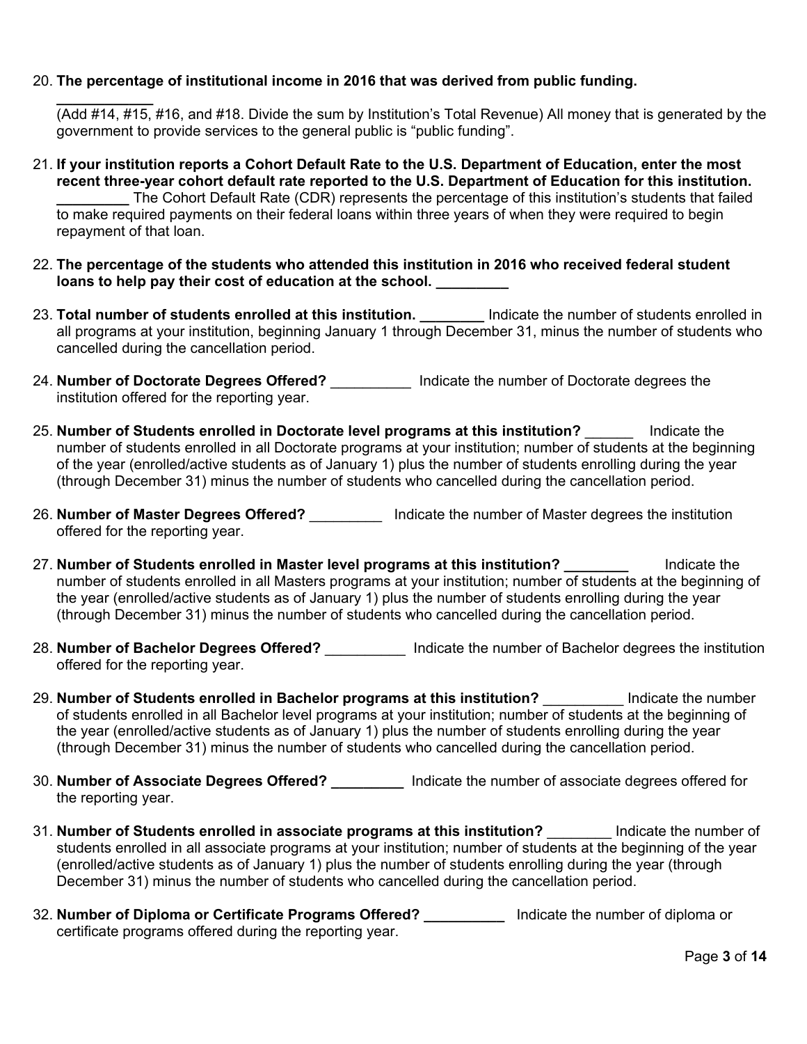20. **The percentage of institutional income in 2016 that was derived from public funding.** ___________
    (Add #14, #15, #16, and #18. Divide the sum by Institution's Total Revenue) All money that is generated by the government to provide services to the general public is "public funding".

21. **If your institution reports a Cohort Default Rate to the U.S. Department of Education, enter the most recent three-year cohort default rate reported to the U.S. Department of Education for this institution.** _________ The Cohort Default Rate (CDR) represents the percentage of this institution's students that failed to make required payments on their federal loans within three years of when they were required to begin repayment of that loan.

22. **The percentage of the students who attended this institution in 2016 who received federal student loans to help pay their cost of education at the school. _________**

23. **Total number of students enrolled at this institution. ________** Indicate the number of students enrolled in all programs at your institution, beginning January 1 through December 31, minus the number of students who cancelled during the cancellation period.

24. **Number of Doctorate Degrees Offered?** __________ Indicate the number of Doctorate degrees the institution offered for the reporting year.

25. **Number of Students enrolled in Doctorate level programs at this institution?** ______ Indicate the number of students enrolled in all Doctorate programs at your institution; number of students at the beginning of the year (enrolled/active students as of January 1) plus the number of students enrolling during the year (through December 31) minus the number of students who cancelled during the cancellation period.

26. **Number of Master Degrees Offered?** _________ Indicate the number of Master degrees the institution offered for the reporting year.

27. **Number of Students enrolled in Master level programs at this institution? ________** Indicate the number of students enrolled in all Masters programs at your institution; number of students at the beginning of the year (enrolled/active students as of January 1) plus the number of students enrolling during the year (through December 31) minus the number of students who cancelled during the cancellation period.

28. **Number of Bachelor Degrees Offered?** __________ Indicate the number of Bachelor degrees the institution offered for the reporting year.

29. **Number of Students enrolled in Bachelor programs at this institution?** __________ Indicate the number of students enrolled in all Bachelor level programs at your institution; number of students at the beginning of the year (enrolled/active students as of January 1) plus the number of students enrolling during the year (through December 31) minus the number of students who cancelled during the cancellation period.

30. **Number of Associate Degrees Offered? _________** Indicate the number of associate degrees offered for the reporting year.

31. **Number of Students enrolled in associate programs at this institution?** ________ Indicate the number of students enrolled in all associate programs at your institution; number of students at the beginning of the year (enrolled/active students as of January 1) plus the number of students enrolling during the year (through December 31) minus the number of students who cancelled during the cancellation period.

32. **Number of Diploma or Certificate Programs Offered? __________** Indicate the number of diploma or certificate programs offered during the reporting year.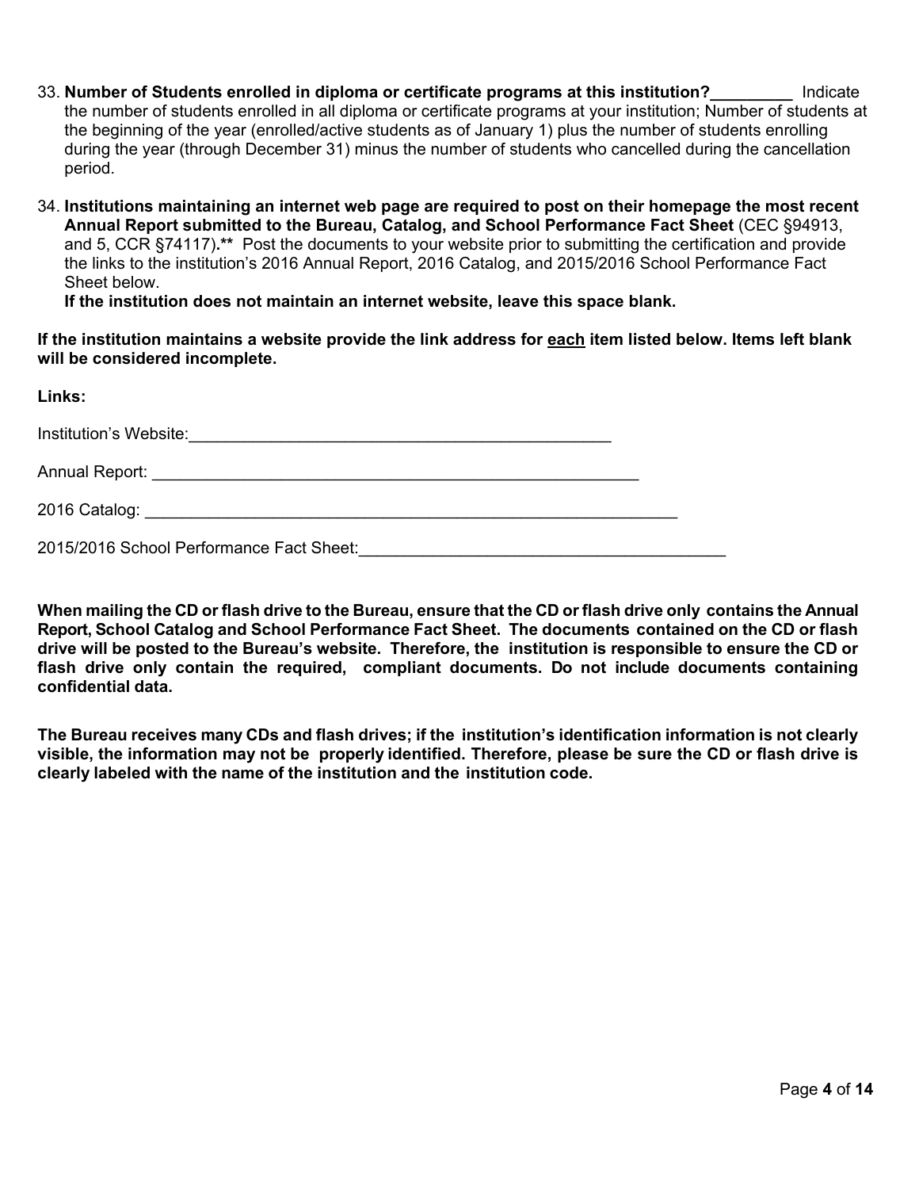33. **Number of Students enrolled in diploma or certificate programs at this institution?\_\_\_\_\_\_\_\_\_** Indicate the number of students enrolled in all diploma or certificate programs at your institution; Number of students at the beginning of the year (enrolled/active students as of January 1) plus the number of students enrolling during the year (through December 31) minus the number of students who cancelled during the cancellation period.

34. **Institutions maintaining an internet web page are required to post on their homepage the most recent Annual Report submitted to the Bureau, Catalog, and School Performance Fact Sheet** (CEC §94913, and 5, CCR §74117)**.\*\*** Post the documents to your website prior to submitting the certification and provide the links to the institution's 2016 Annual Report, 2016 Catalog, and 2015/2016 School Performance Fact Sheet below.
    **If the institution does not maintain an internet website, leave this space blank.**

**If the institution maintains a website provide the link address for <u>each</u> item listed below. Items left blank will be considered incomplete.**

**Links:**

Institution's Website:\_\_\_\_\_\_\_\_\_\_\_\_\_\_\_\_\_\_\_\_\_\_\_\_\_\_\_\_\_\_\_\_\_\_\_\_\_\_\_\_\_\_\_\_\_\_\_\_

Annual Report: \_\_\_\_\_\_\_\_\_\_\_\_\_\_\_\_\_\_\_\_\_\_\_\_\_\_\_\_\_\_\_\_\_\_\_\_\_\_\_\_\_\_\_\_\_\_\_\_\_\_\_\_\_\_\_\_

2016 Catalog: \_\_\_\_\_\_\_\_\_\_\_\_\_\_\_\_\_\_\_\_\_\_\_\_\_\_\_\_\_\_\_\_\_\_\_\_\_\_\_\_\_\_\_\_\_\_\_\_\_\_\_\_\_\_\_\_\_\_\_\_\_

2015/2016 School Performance Fact Sheet:\_\_\_\_\_\_\_\_\_\_\_\_\_\_\_\_\_\_\_\_\_\_\_\_\_\_\_\_\_\_\_\_\_\_\_\_\_\_\_\_\_

**When mailing the CD or flash drive to the Bureau, ensure that the CD or flash drive only contains the Annual Report, School Catalog and School Performance Fact Sheet. The documents contained on the CD or flash drive will be posted to the Bureau's website. Therefore, the institution is responsible to ensure the CD or flash drive only contain the required, compliant documents. Do not include documents containing confidential data.**

**The Bureau receives many CDs and flash drives; if the institution's identification information is not clearly visible, the information may not be properly identified. Therefore, please be sure the CD or flash drive is clearly labeled with the name of the institution and the institution code.**